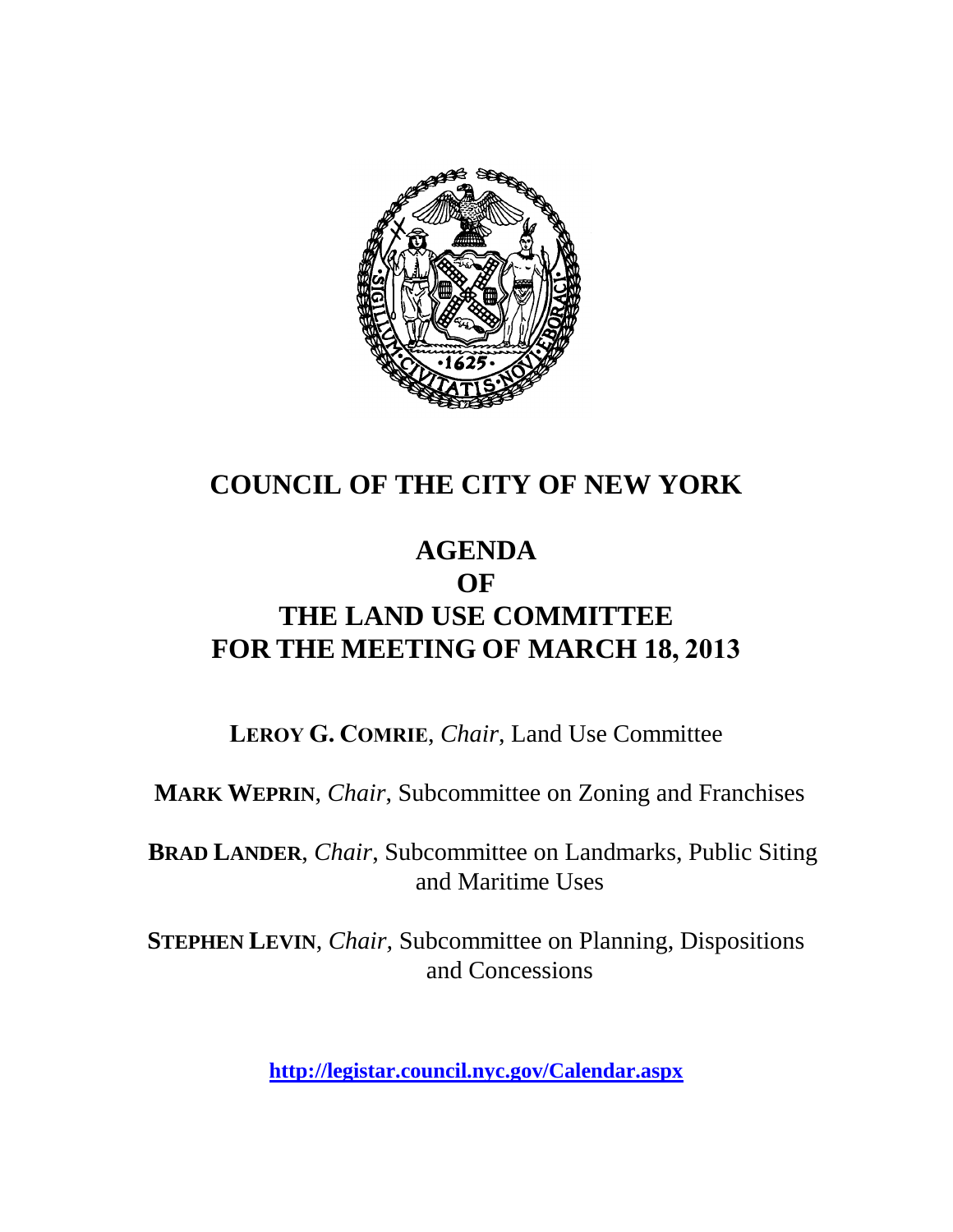# COUNCIL OF THE CITY OF NEW YORK

## AGENDA
## OF
## THE LAND USE COMMITTEE
## FOR THE MEETING OF MARCH 18, 2013

**LEROY G. COMRIE**, *Chair*, Land Use Committee

**MARK WEPRIN**, *Chair*, Subcommittee on Zoning and Franchises

**BRAD LANDER**, *Chair*, Subcommittee on Landmarks, Public Siting and Maritime Uses

**STEPHEN LEVIN**, *Chair*, Subcommittee on Planning, Dispositions and Concessions

**http://legistar.council.nyc.gov/Calendar.aspx**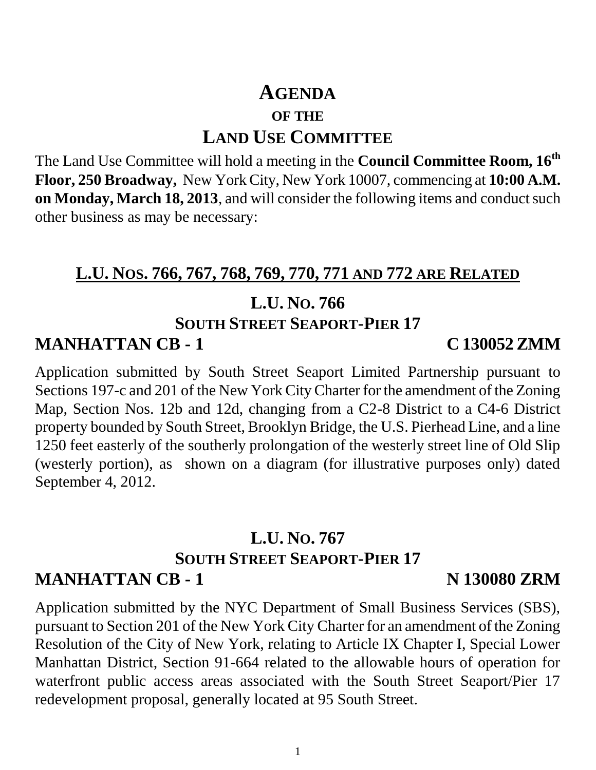# AGENDA

### OF THE

## LAND USE COMMITTEE

The Land Use Committee will hold a meeting in the **Council Committee Room, 16th Floor, 250 Broadway,** New York City, New York 10007, commencing at **10:00 A.M. on Monday, March 18, 2013**, and will consider the following items and conduct such other business as may be necessary:

## L.U. NOS. 766, 767, 768, 769, 770, 771 AND 772 ARE RELATED

## L.U. NO. 766

### SOUTH STREET SEAPORT-PIER 17

### MANHATTAN CB - 1 C 130052 ZMM

Application submitted by South Street Seaport Limited Partnership pursuant to Sections 197-c and 201 of the New York City Charter for the amendment of the Zoning Map, Section Nos. 12b and 12d, changing from a C2-8 District to a C4-6 District property bounded by South Street, Brooklyn Bridge, the U.S. Pierhead Line, and a line 1250 feet easterly of the southerly prolongation of the westerly street line of Old Slip (westerly portion), as shown on a diagram (for illustrative purposes only) dated September 4, 2012.

## L.U. NO. 767

### SOUTH STREET SEAPORT-PIER 17

### MANHATTAN CB - 1 N 130080 ZRM

Application submitted by the NYC Department of Small Business Services (SBS), pursuant to Section 201 of the New York City Charter for an amendment of the Zoning Resolution of the City of New York, relating to Article IX Chapter I, Special Lower Manhattan District, Section 91-664 related to the allowable hours of operation for waterfront public access areas associated with the South Street Seaport/Pier 17 redevelopment proposal, generally located at 95 South Street.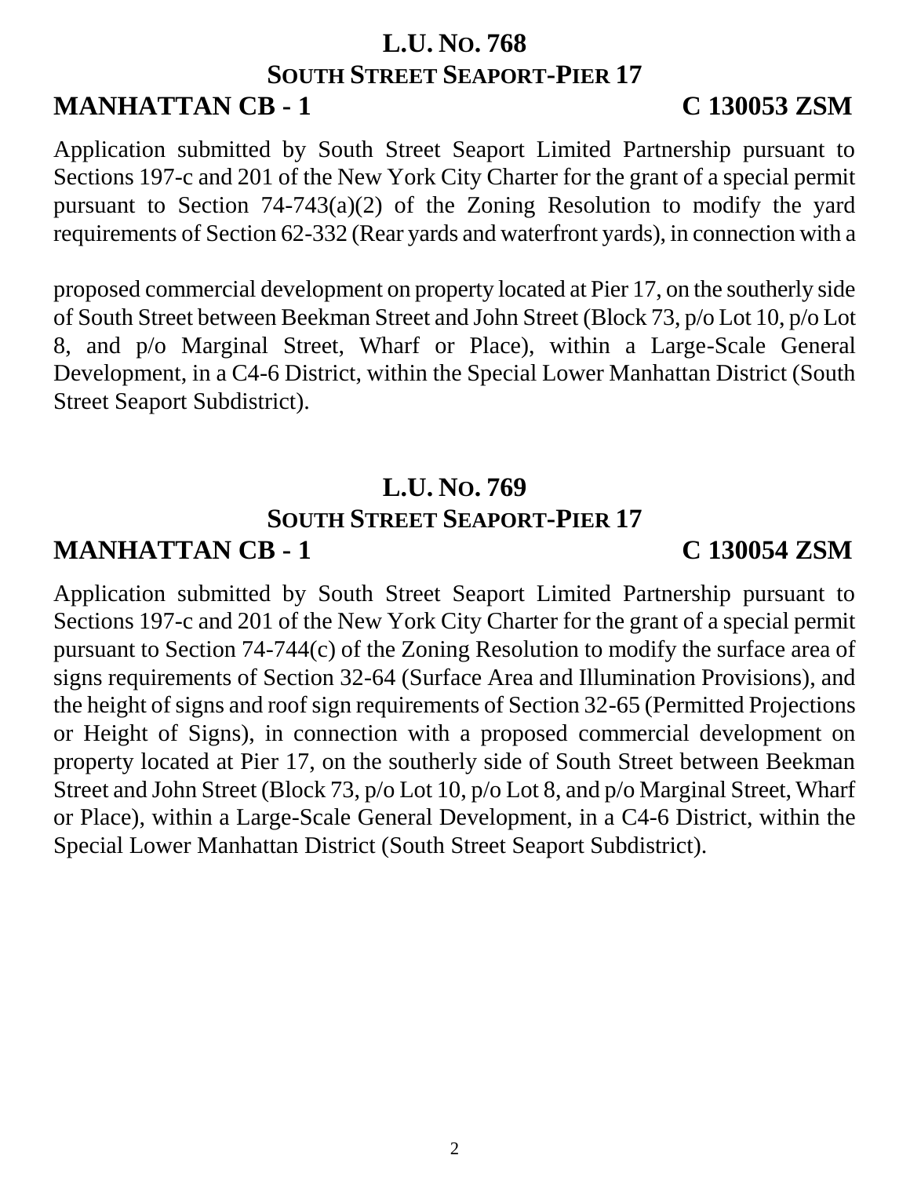## L.U. No. 768
## South Street Seaport-Pier 17

**MANHATTAN CB - 1** **C 130053 ZSM**

Application submitted by South Street Seaport Limited Partnership pursuant to Sections 197-c and 201 of the New York City Charter for the grant of a special permit pursuant to Section 74-743(a)(2) of the Zoning Resolution to modify the yard requirements of Section 62-332 (Rear yards and waterfront yards), in connection with a proposed commercial development on property located at Pier 17, on the southerly side of South Street between Beekman Street and John Street (Block 73, p/o Lot 10, p/o Lot 8, and p/o Marginal Street, Wharf or Place), within a Large-Scale General Development, in a C4-6 District, within the Special Lower Manhattan District (South Street Seaport Subdistrict).

## L.U. No. 769
## South Street Seaport-Pier 17

**MANHATTAN CB - 1** **C 130054 ZSM**

Application submitted by South Street Seaport Limited Partnership pursuant to Sections 197-c and 201 of the New York City Charter for the grant of a special permit pursuant to Section 74-744(c) of the Zoning Resolution to modify the surface area of signs requirements of Section 32-64 (Surface Area and Illumination Provisions), and the height of signs and roof sign requirements of Section 32-65 (Permitted Projections or Height of Signs), in connection with a proposed commercial development on property located at Pier 17, on the southerly side of South Street between Beekman Street and John Street (Block 73, p/o Lot 10, p/o Lot 8, and p/o Marginal Street, Wharf or Place), within a Large-Scale General Development, in a C4-6 District, within the Special Lower Manhattan District (South Street Seaport Subdistrict).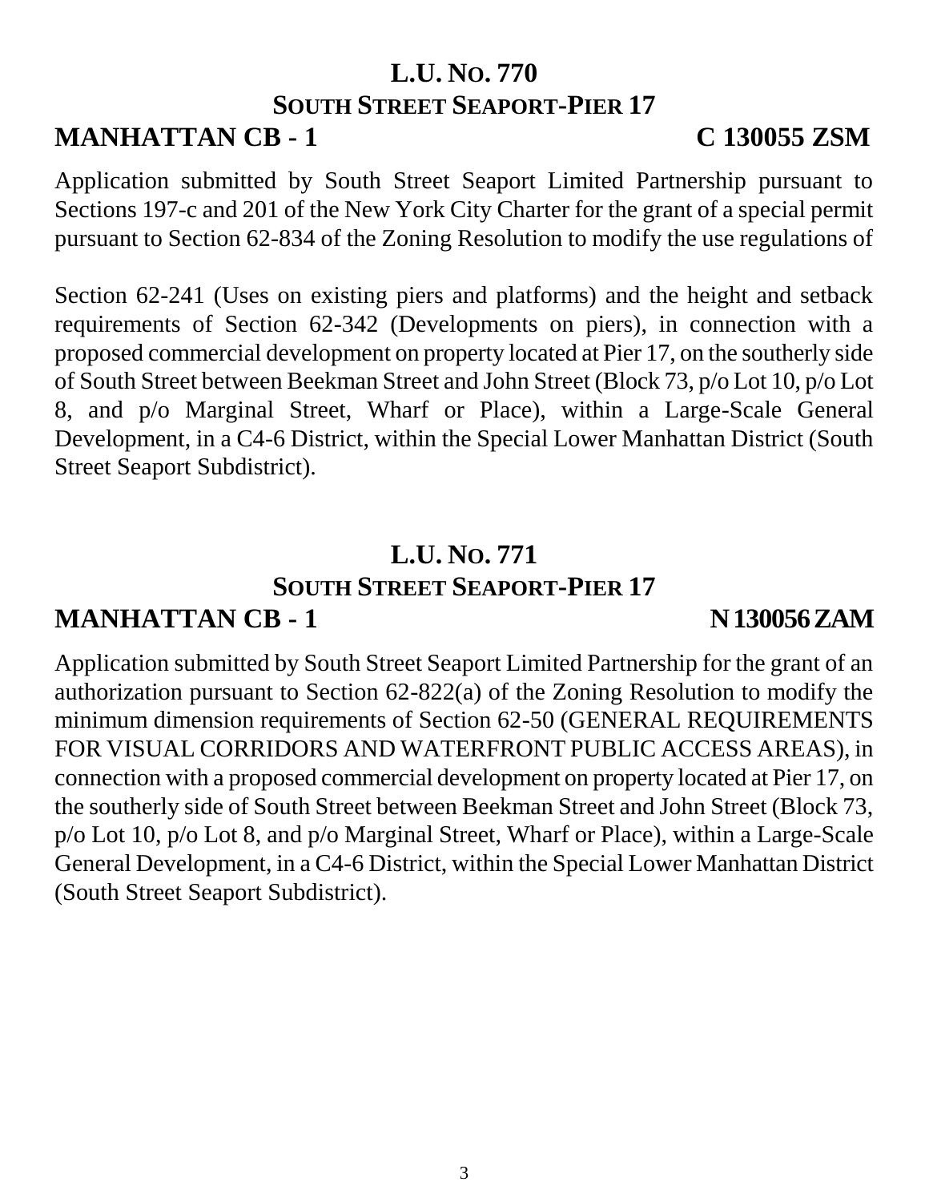## L.U. NO. 770
### SOUTH STREET SEAPORT-PIER 17
**MANHATTAN CB - 1** **C 130055 ZSM**

Application submitted by South Street Seaport Limited Partnership pursuant to Sections 197-c and 201 of the New York City Charter for the grant of a special permit pursuant to Section 62-834 of the Zoning Resolution to modify the use regulations of

Section 62-241 (Uses on existing piers and platforms) and the height and setback requirements of Section 62-342 (Developments on piers), in connection with a proposed commercial development on property located at Pier 17, on the southerly side of South Street between Beekman Street and John Street (Block 73, p/o Lot 10, p/o Lot 8, and p/o Marginal Street, Wharf or Place), within a Large-Scale General Development, in a C4-6 District, within the Special Lower Manhattan District (South Street Seaport Subdistrict).

## L.U. NO. 771
### SOUTH STREET SEAPORT-PIER 17
**MANHATTAN CB - 1** **N 130056 ZAM**

Application submitted by South Street Seaport Limited Partnership for the grant of an authorization pursuant to Section 62-822(a) of the Zoning Resolution to modify the minimum dimension requirements of Section 62-50 (GENERAL REQUIREMENTS FOR VISUAL CORRIDORS AND WATERFRONT PUBLIC ACCESS AREAS), in connection with a proposed commercial development on property located at Pier 17, on the southerly side of South Street between Beekman Street and John Street (Block 73, p/o Lot 10, p/o Lot 8, and p/o Marginal Street, Wharf or Place), within a Large-Scale General Development, in a C4-6 District, within the Special Lower Manhattan District (South Street Seaport Subdistrict).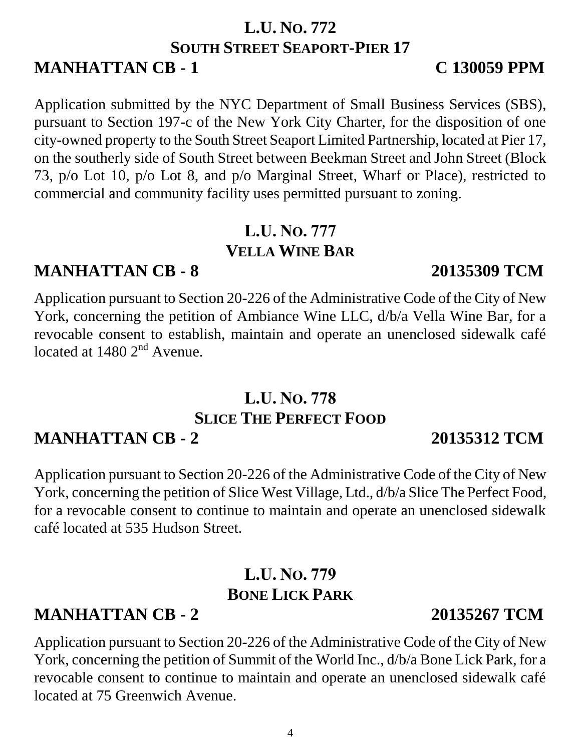## L.U. No. 772
### South Street Seaport-Pier 17

**MANHATTAN CB - 1** **C 130059 PPM**

Application submitted by the NYC Department of Small Business Services (SBS), pursuant to Section 197-c of the New York City Charter, for the disposition of one city-owned property to the South Street Seaport Limited Partnership, located at Pier 17, on the southerly side of South Street between Beekman Street and John Street (Block 73, p/o Lot 10, p/o Lot 8, and p/o Marginal Street, Wharf or Place), restricted to commercial and community facility uses permitted pursuant to zoning.

## L.U. No. 777
### Vella Wine Bar

**MANHATTAN CB - 8** **20135309 TCM**

Application pursuant to Section 20-226 of the Administrative Code of the City of New York, concerning the petition of Ambiance Wine LLC, d/b/a Vella Wine Bar, for a revocable consent to establish, maintain and operate an unenclosed sidewalk café located at 1480 2nd Avenue.

## L.U. No. 778
### Slice The Perfect Food

**MANHATTAN CB - 2** **20135312 TCM**

Application pursuant to Section 20-226 of the Administrative Code of the City of New York, concerning the petition of Slice West Village, Ltd., d/b/a Slice The Perfect Food, for a revocable consent to continue to maintain and operate an unenclosed sidewalk café located at 535 Hudson Street.

## L.U. No. 779
### Bone Lick Park

**MANHATTAN CB - 2** **20135267 TCM**

Application pursuant to Section 20-226 of the Administrative Code of the City of New York, concerning the petition of Summit of the World Inc., d/b/a Bone Lick Park, for a revocable consent to continue to maintain and operate an unenclosed sidewalk café located at 75 Greenwich Avenue.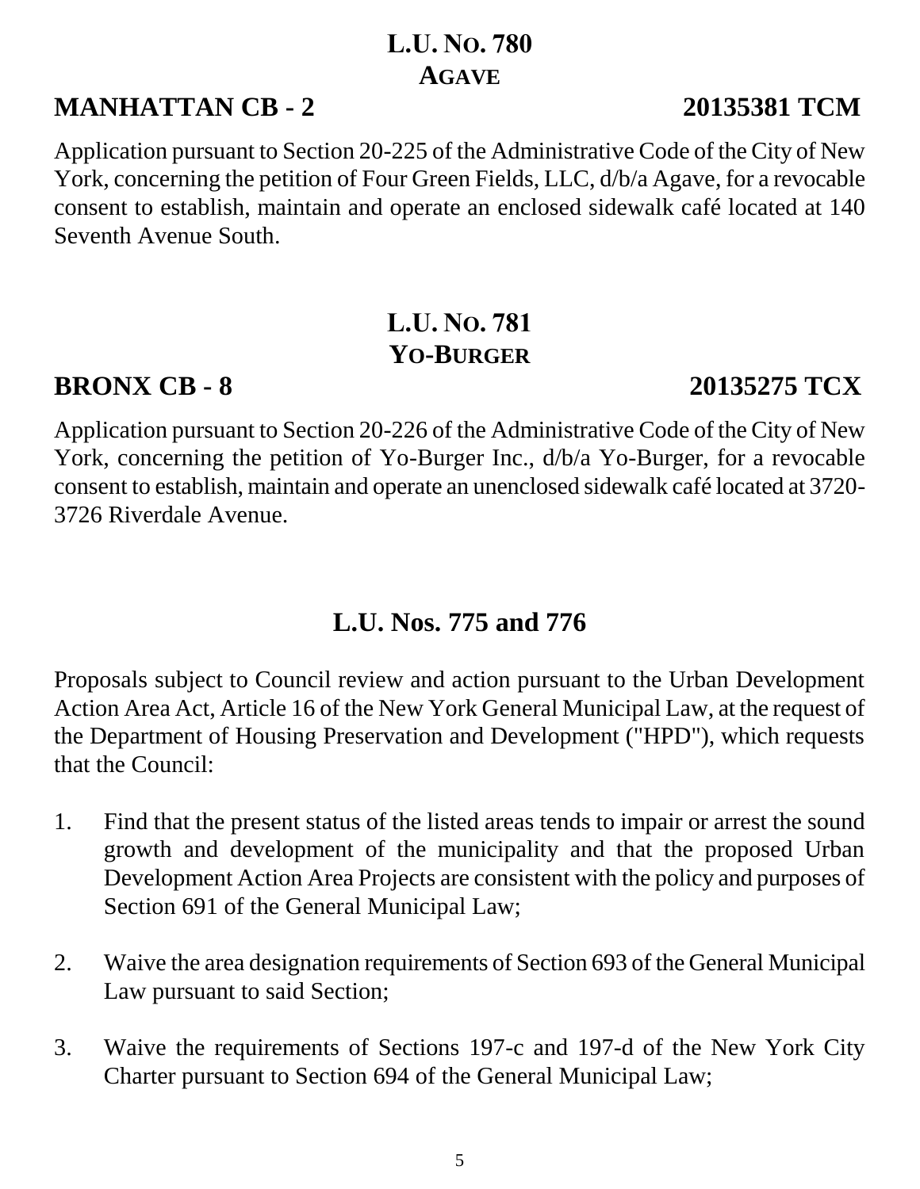## L.U. No. 780
## Agave

**MANHATTAN CB - 2** **20135381 TCM**

Application pursuant to Section 20-225 of the Administrative Code of the City of New York, concerning the petition of Four Green Fields, LLC, d/b/a Agave, for a revocable consent to establish, maintain and operate an enclosed sidewalk café located at 140 Seventh Avenue South.

## L.U. No. 781
## Yo-Burger

**BRONX CB - 8** **20135275 TCX**

Application pursuant to Section 20-226 of the Administrative Code of the City of New York, concerning the petition of Yo-Burger Inc., d/b/a Yo-Burger, for a revocable consent to establish, maintain and operate an unenclosed sidewalk café located at 3720-3726 Riverdale Avenue.

## L.U. Nos. 775 and 776

Proposals subject to Council review and action pursuant to the Urban Development Action Area Act, Article 16 of the New York General Municipal Law, at the request of the Department of Housing Preservation and Development ("HPD"), which requests that the Council:

1. Find that the present status of the listed areas tends to impair or arrest the sound growth and development of the municipality and that the proposed Urban Development Action Area Projects are consistent with the policy and purposes of Section 691 of the General Municipal Law;

2. Waive the area designation requirements of Section 693 of the General Municipal Law pursuant to said Section;

3. Waive the requirements of Sections 197-c and 197-d of the New York City Charter pursuant to Section 694 of the General Municipal Law;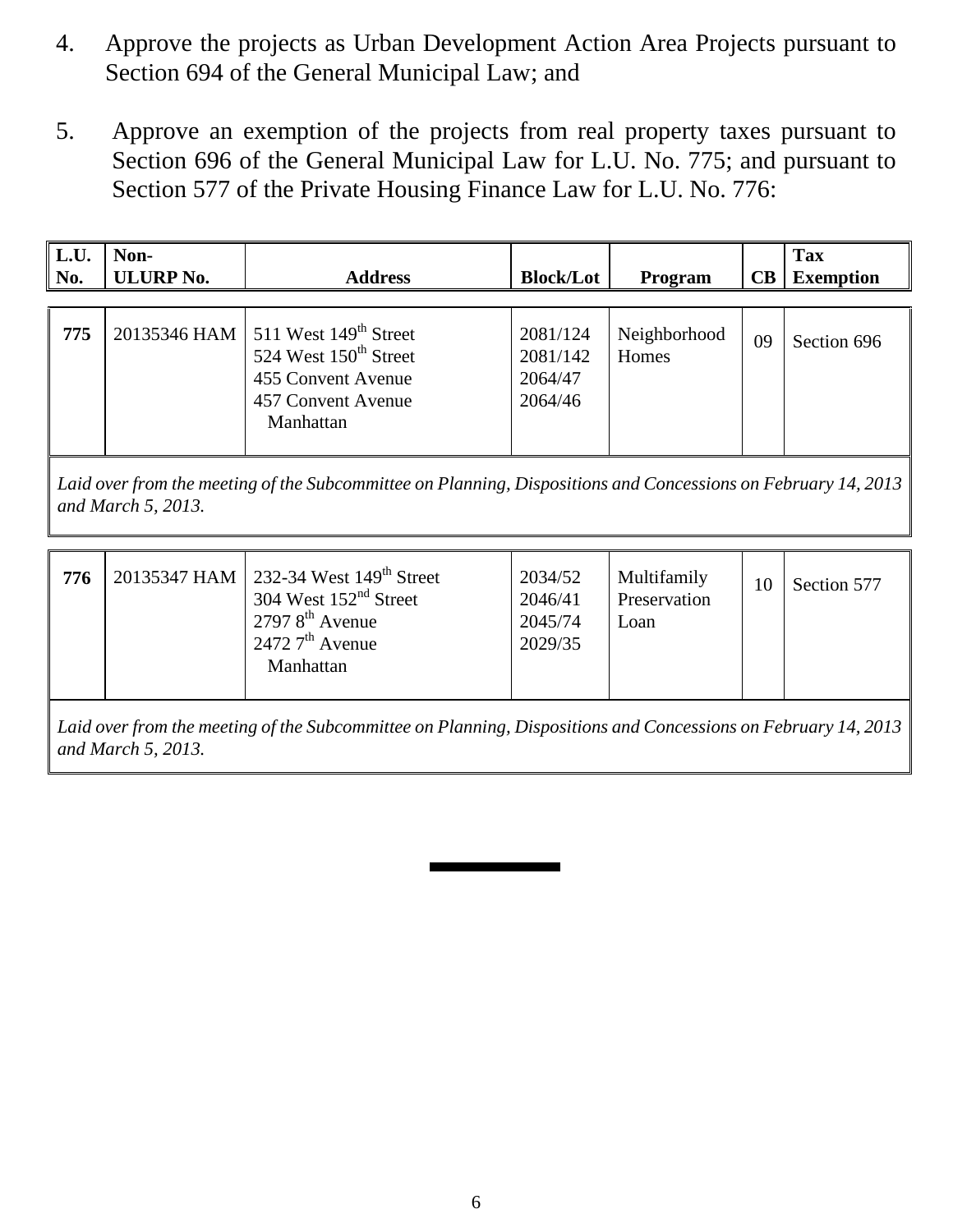4. Approve the projects as Urban Development Action Area Projects pursuant to Section 694 of the General Municipal Law; and

5. Approve an exemption of the projects from real property taxes pursuant to Section 696 of the General Municipal Law for L.U. No. 775; and pursuant to Section 577 of the Private Housing Finance Law for L.U. No. 776:

| L.U. No. | Non-ULURP No. | Address | Block/Lot | Program | CB | Tax Exemption |
|---|---|---|---|---|---|---|
| **775** | 20135346 HAM | 511 West 149th Street<br>524 West 150th Street<br>455 Convent Avenue<br>457 Convent Avenue<br>Manhattan | 2081/124<br>2081/142<br>2064/47<br>2064/46 | Neighborhood Homes | 09 | Section 696 |
| *Laid over from the meeting of the Subcommittee on Planning, Dispositions and Concessions on February 14, 2013 and March 5, 2013.* | | | | | | |
| **776** | 20135347 HAM | 232-34 West 149th Street<br>304 West 152nd Street<br>2797 8th Avenue<br>2472 7th Avenue<br>Manhattan | 2034/52<br>2046/41<br>2045/74<br>2029/35 | Multifamily Preservation Loan | 10 | Section 577 |
| *Laid over from the meeting of the Subcommittee on Planning, Dispositions and Concessions on February 14, 2013 and March 5, 2013.* | | | | | | |